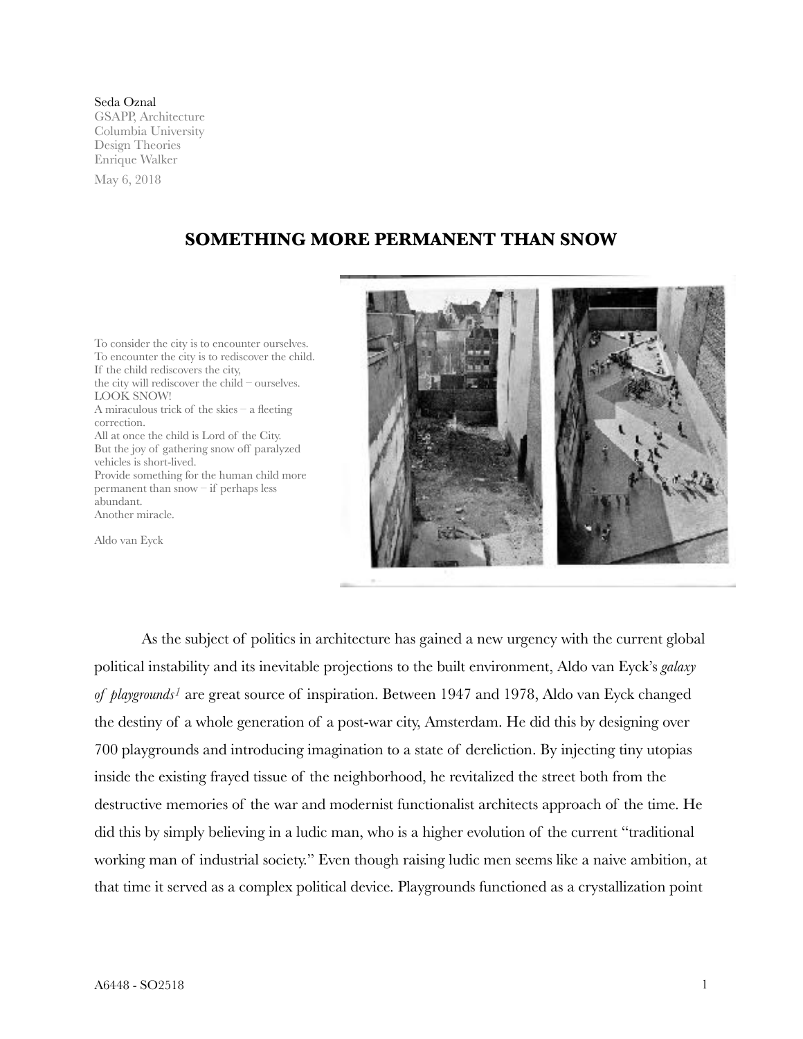Seda Oznal
GSAPP, Architecture
Columbia University
Design Theories
Enrique Walker

May 6, 2018

# SOMETHING MORE PERMANENT THAN SNOW

To consider the city is to encounter ourselves.
To encounter the city is to rediscover the child.
If the child rediscovers the city,
the city will rediscover the child – ourselves.
LOOK SNOW!
A miraculous trick of the skies – a fleeting correction.
All at once the child is Lord of the City.
But the joy of gathering snow off paralyzed vehicles is short-lived.
Provide something for the human child more permanent than snow – if perhaps less abundant.
Another miracle.

Aldo van Eyck

As the subject of politics in architecture has gained a new urgency with the current global political instability and its inevitable projections to the built environment, Aldo van Eyck's *galaxy of playgrounds*[1] are great source of inspiration. Between 1947 and 1978, Aldo van Eyck changed the destiny of a whole generation of a post-war city, Amsterdam. He did this by designing over 700 playgrounds and introducing imagination to a state of dereliction. By injecting tiny utopias inside the existing frayed tissue of the neighborhood, he revitalized the street both from the destructive memories of the war and modernist functionalist architects approach of the time. He did this by simply believing in a ludic man, who is a higher evolution of the current "traditional working man of industrial society." Even though raising ludic men seems like a naive ambition, at that time it served as a complex political device. Playgrounds functioned as a crystallization point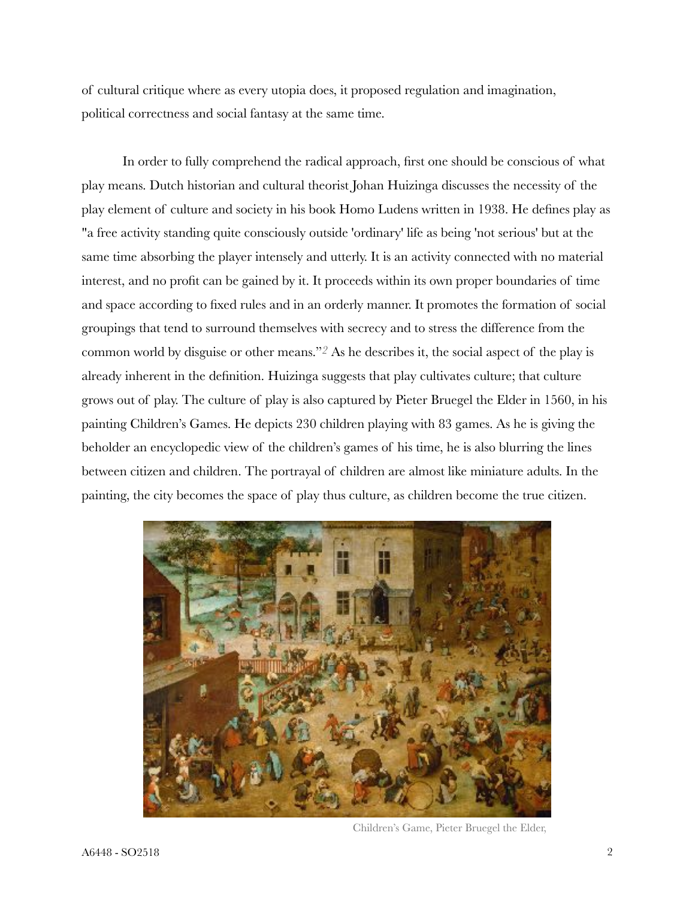of cultural critique where as every utopia does, it proposed regulation and imagination, political correctness and social fantasy at the same time.

In order to fully comprehend the radical approach, first one should be conscious of what play means. Dutch historian and cultural theorist Johan Huizinga discusses the necessity of the play element of culture and society in his book Homo Ludens written in 1938. He defines play as "a free activity standing quite consciously outside 'ordinary' life as being 'not serious' but at the same time absorbing the player intensely and utterly. It is an activity connected with no material interest, and no profit can be gained by it. It proceeds within its own proper boundaries of time and space according to fixed rules and in an orderly manner. It promotes the formation of social groupings that tend to surround themselves with secrecy and to stress the difference from the common world by disguise or other means."[2] As he describes it, the social aspect of the play is already inherent in the definition. Huizinga suggests that play cultivates culture; that culture grows out of play. The culture of play is also captured by Pieter Bruegel the Elder in 1560, in his painting Children's Games. He depicts 230 children playing with 83 games. As he is giving the beholder an encyclopedic view of the children's games of his time, he is also blurring the lines between citizen and children. The portrayal of children are almost like miniature adults. In the painting, the city becomes the space of play thus culture, as children become the true citizen.

Children's Game, Pieter Bruegel the Elder,

A6448 - SO2518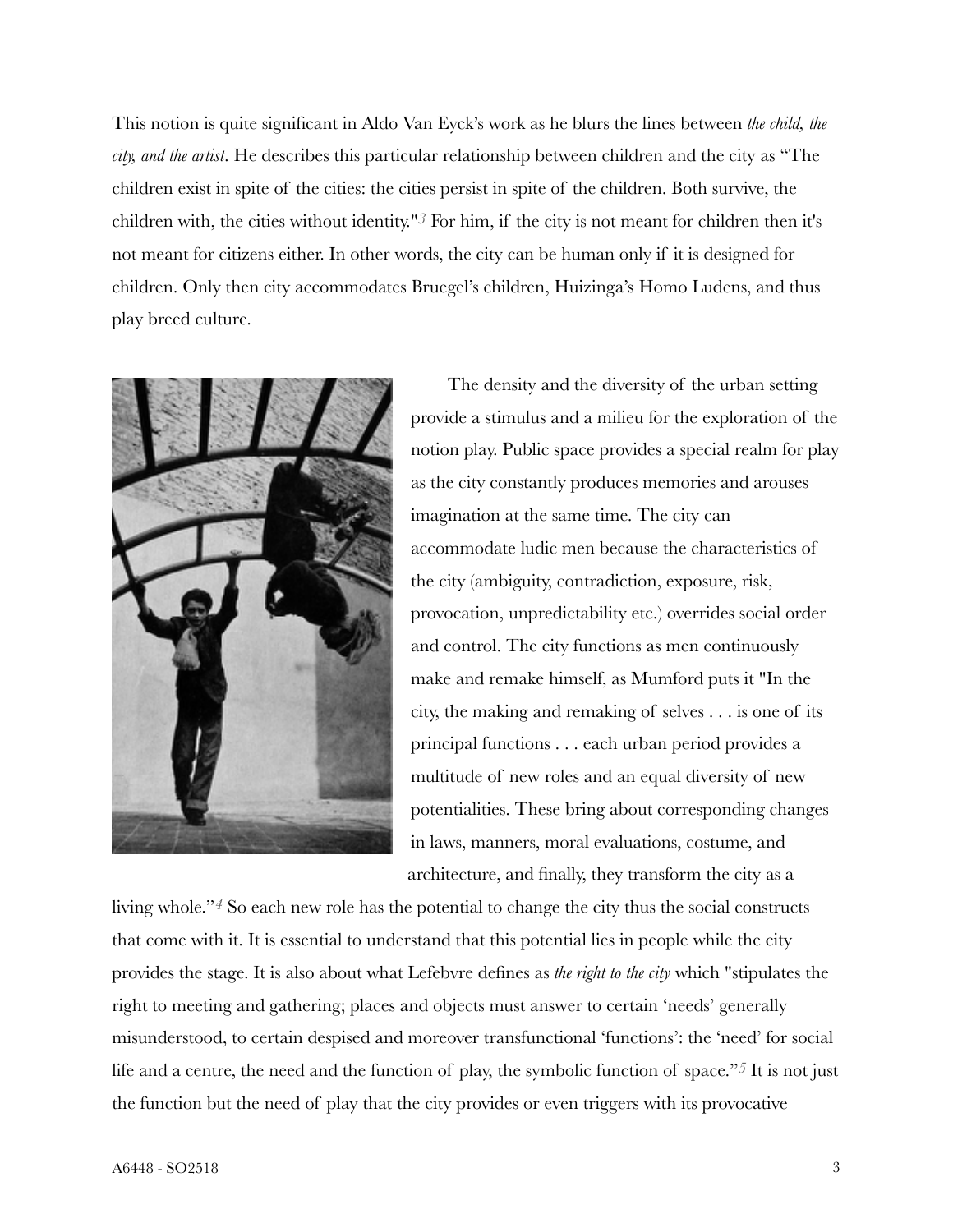This notion is quite significant in Aldo Van Eyck's work as he blurs the lines between *the child, the city, and the artist*. He describes this particular relationship between children and the city as "The children exist in spite of the cities: the cities persist in spite of the children. Both survive, the children with, the cities without identity."[3] For him, if the city is not meant for children then it's not meant for citizens either. In other words, the city can be human only if it is designed for children. Only then city accommodates Bruegel's children, Huizinga's Homo Ludens, and thus play breed culture.

The density and the diversity of the urban setting provide a stimulus and a milieu for the exploration of the notion play. Public space provides a special realm for play as the city constantly produces memories and arouses imagination at the same time. The city can accommodate ludic men because the characteristics of the city (ambiguity, contradiction, exposure, risk, provocation, unpredictability etc.) overrides social order and control. The city functions as men continuously make and remake himself, as Mumford puts it "In the city, the making and remaking of selves . . . is one of its principal functions . . . each urban period provides a multitude of new roles and an equal diversity of new potentialities. These bring about corresponding changes in laws, manners, moral evaluations, costume, and architecture, and finally, they transform the city as a living whole."[4] So each new role has the potential to change the city thus the social constructs that come with it. It is essential to understand that this potential lies in people while the city provides the stage. It is also about what Lefebvre defines as *the right to the city* which "stipulates the right to meeting and gathering; places and objects must answer to certain 'needs' generally misunderstood, to certain despised and moreover transfunctional 'functions': the 'need' for social life and a centre, the need and the function of play, the symbolic function of space."[5] It is not just the function but the need of play that the city provides or even triggers with its provocative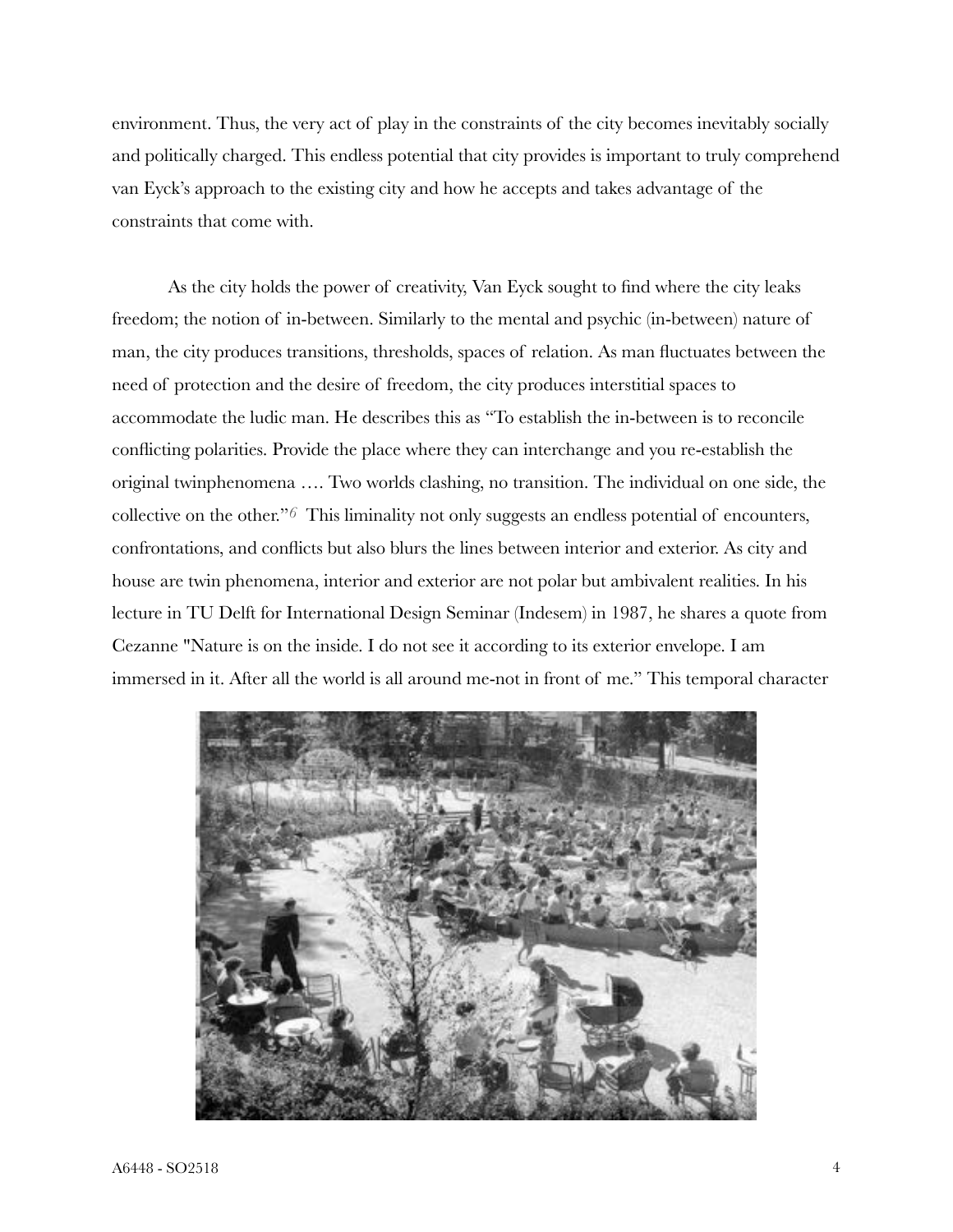environment. Thus, the very act of play in the constraints of the city becomes inevitably socially and politically charged. This endless potential that city provides is important to truly comprehend van Eyck's approach to the existing city and how he accepts and takes advantage of the constraints that come with.

As the city holds the power of creativity, Van Eyck sought to find where the city leaks freedom; the notion of in-between. Similarly to the mental and psychic (in-between) nature of man, the city produces transitions, thresholds, spaces of relation. As man fluctuates between the need of protection and the desire of freedom, the city produces interstitial spaces to accommodate the ludic man. He describes this as "To establish the in-between is to reconcile conflicting polarities. Provide the place where they can interchange and you re-establish the original twinphenomena …. Two worlds clashing, no transition. The individual on one side, the collective on the other."[6] This liminality not only suggests an endless potential of encounters, confrontations, and conflicts but also blurs the lines between interior and exterior. As city and house are twin phenomena, interior and exterior are not polar but ambivalent realities. In his lecture in TU Delft for International Design Seminar (Indesem) in 1987, he shares a quote from Cezanne "Nature is on the inside. I do not see it according to its exterior envelope. I am immersed in it. After all the world is all around me-not in front of me." This temporal character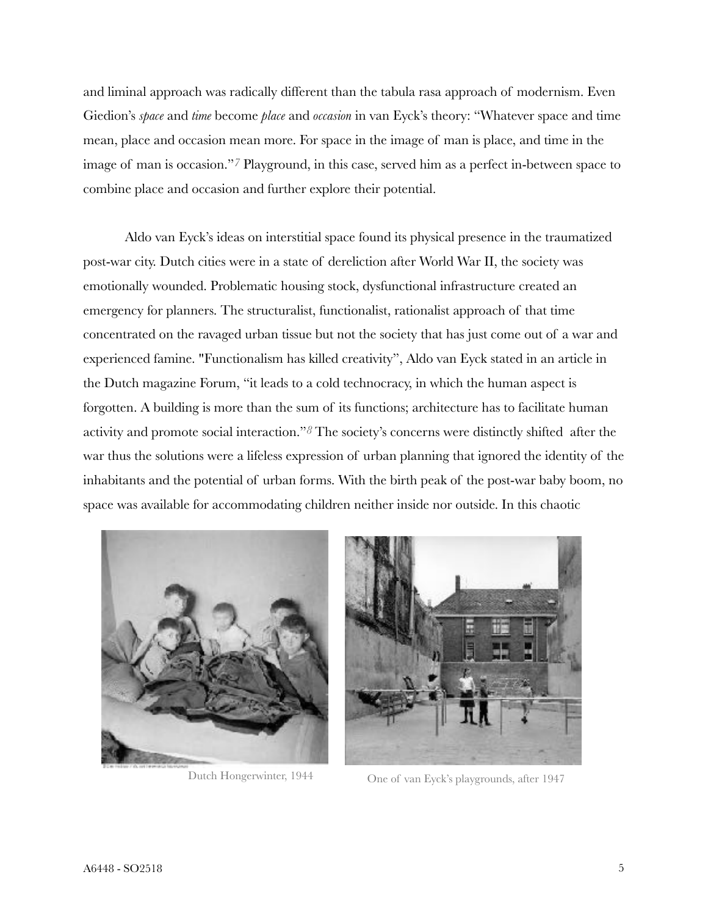and liminal approach was radically different than the tabula rasa approach of modernism. Even Giedion's *space* and *time* become *place* and *occasion* in van Eyck's theory: "Whatever space and time mean, place and occasion mean more. For space in the image of man is place, and time in the image of man is occasion."[7] Playground, in this case, served him as a perfect in-between space to combine place and occasion and further explore their potential.

Aldo van Eyck's ideas on interstitial space found its physical presence in the traumatized post-war city. Dutch cities were in a state of dereliction after World War II, the society was emotionally wounded. Problematic housing stock, dysfunctional infrastructure created an emergency for planners. The structuralist, functionalist, rationalist approach of that time concentrated on the ravaged urban tissue but not the society that has just come out of a war and experienced famine. "Functionalism has killed creativity", Aldo van Eyck stated in an article in the Dutch magazine Forum, "it leads to a cold technocracy, in which the human aspect is forgotten. A building is more than the sum of its functions; architecture has to facilitate human activity and promote social interaction."[8] The society's concerns were distinctly shifted after the war thus the solutions were a lifeless expression of urban planning that ignored the identity of the inhabitants and the potential of urban forms. With the birth peak of the post-war baby boom, no space was available for accommodating children neither inside nor outside. In this chaotic

Dutch Hongerwinter, 1944

One of van Eyck's playgrounds, after 1947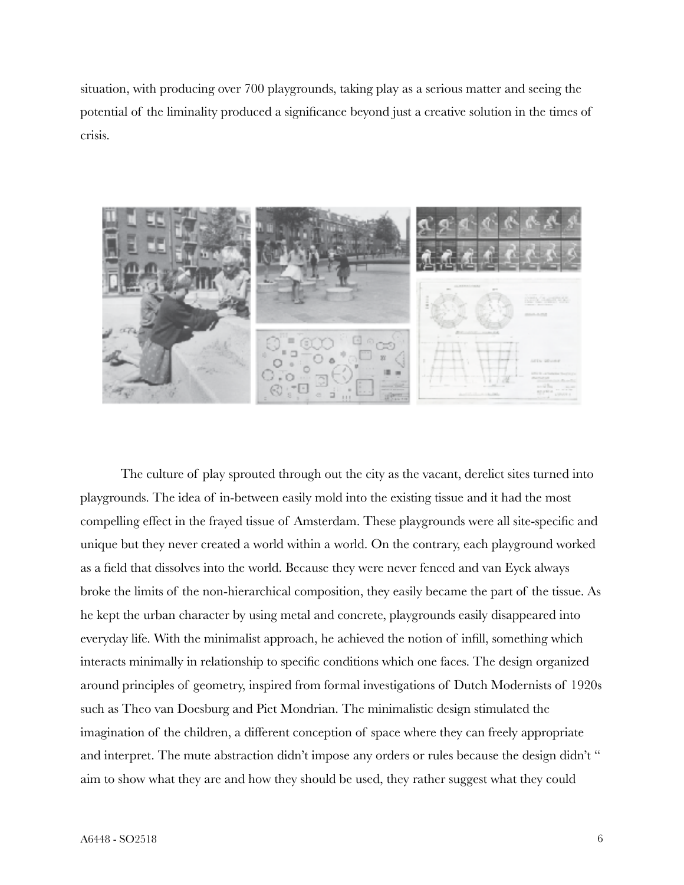situation, with producing over 700 playgrounds, taking play as a serious matter and seeing the potential of the liminality produced a significance beyond just a creative solution in the times of crisis.

The culture of play sprouted through out the city as the vacant, derelict sites turned into playgrounds. The idea of in-between easily mold into the existing tissue and it had the most compelling effect in the frayed tissue of Amsterdam. These playgrounds were all site-specific and unique but they never created a world within a world. On the contrary, each playground worked as a field that dissolves into the world. Because they were never fenced and van Eyck always broke the limits of the non-hierarchical composition, they easily became the part of the tissue. As he kept the urban character by using metal and concrete, playgrounds easily disappeared into everyday life. With the minimalist approach, he achieved the notion of infill, something which interacts minimally in relationship to specific conditions which one faces. The design organized around principles of geometry, inspired from formal investigations of Dutch Modernists of 1920s such as Theo van Doesburg and Piet Mondrian. The minimalistic design stimulated the imagination of the children, a different conception of space where they can freely appropriate and interpret. The mute abstraction didn't impose any orders or rules because the design didn't " aim to show what they are and how they should be used, they rather suggest what they could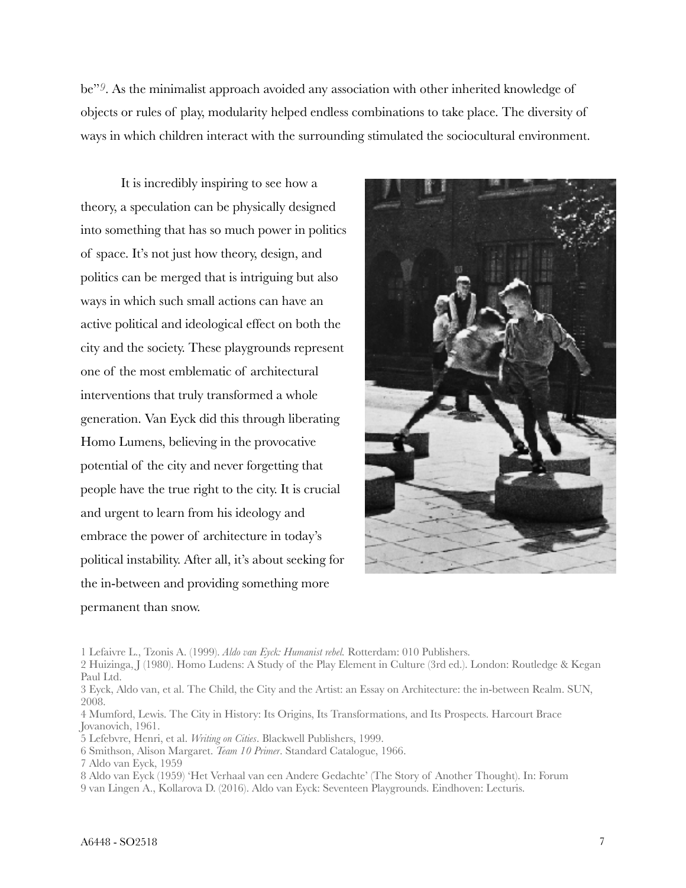be"[9]. As the minimalist approach avoided any association with other inherited knowledge of objects or rules of play, modularity helped endless combinations to take place. The diversity of ways in which children interact with the surrounding stimulated the sociocultural environment.

It is incredibly inspiring to see how a theory, a speculation can be physically designed into something that has so much power in politics of space. It's not just how theory, design, and politics can be merged that is intriguing but also ways in which such small actions can have an active political and ideological effect on both the city and the society. These playgrounds represent one of the most emblematic of architectural interventions that truly transformed a whole generation. Van Eyck did this through liberating Homo Lumens, believing in the provocative potential of the city and never forgetting that people have the true right to the city. It is crucial and urgent to learn from his ideology and embrace the power of architecture in today's political instability. After all, it's about seeking for the in-between and providing something more permanent than snow.

1 Lefaivre L., Tzonis A. (1999). *Aldo van Eyck: Humanist rebel.* Rotterdam: 010 Publishers.
2 Huizinga, J (1980). Homo Ludens: A Study of the Play Element in Culture (3rd ed.). London: Routledge & Kegan Paul Ltd.
3 Eyck, Aldo van, et al. The Child, the City and the Artist: an Essay on Architecture: the in-between Realm. SUN, 2008.
4 Mumford, Lewis. The City in History: Its Origins, Its Transformations, and Its Prospects. Harcourt Brace Jovanovich, 1961.
5 Lefebvre, Henri, et al. *Writing on Cities*. Blackwell Publishers, 1999.
6 Smithson, Alison Margaret. *Team 10 Primer*. Standard Catalogue, 1966.
7 Aldo van Eyck, 1959
8 Aldo van Eyck (1959) 'Het Verhaal van een Andere Gedachte' (The Story of Another Thought). In: Forum
9 van Lingen A., Kollarova D. (2016). Aldo van Eyck: Seventeen Playgrounds. Eindhoven: Lecturis.